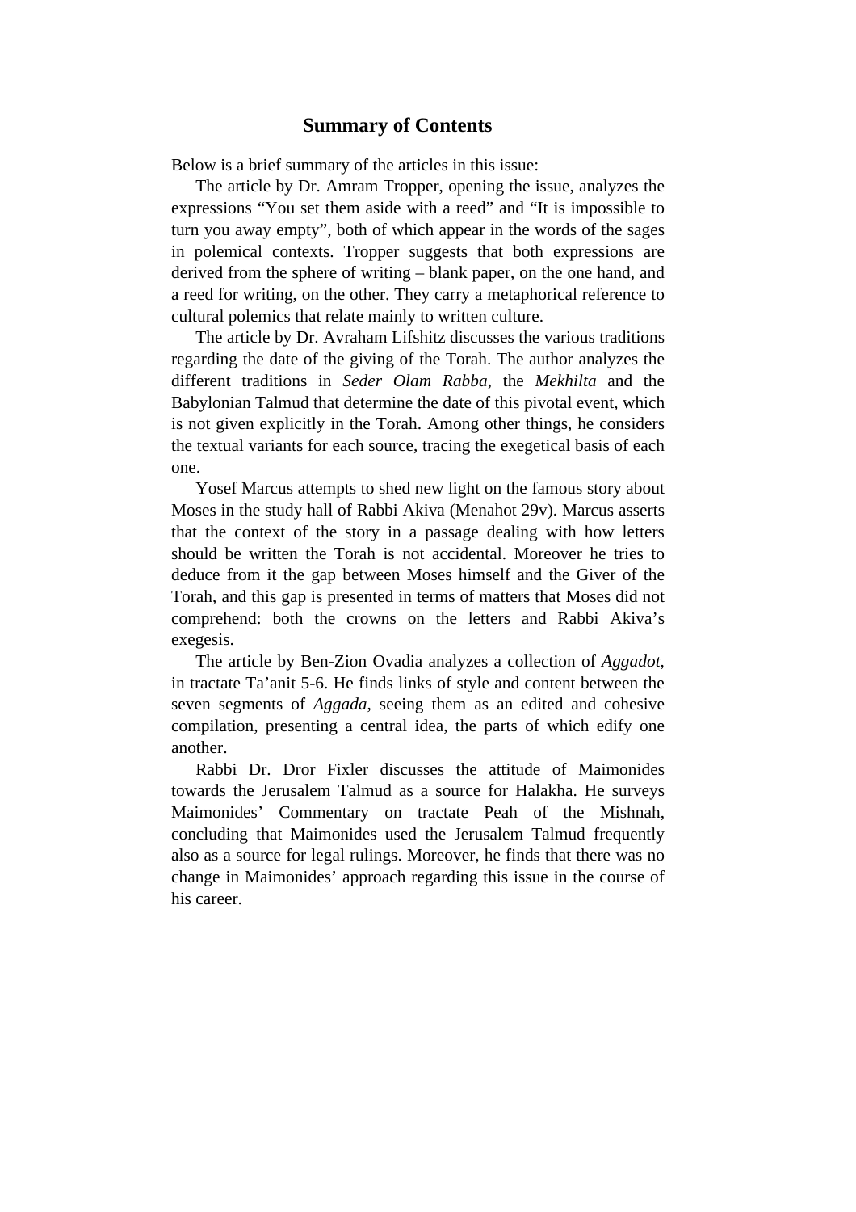## Summary of Contents

Below is a brief summary of the articles in this issue:

The article by Dr. Amram Tropper, opening the issue, analyzes the expressions “You set them aside with a reed” and “It is impossible to turn you away empty”, both of which appear in the words of the sages in polemical contexts. Tropper suggests that both expressions are derived from the sphere of writing – blank paper, on the one hand, and a reed for writing, on the other. They carry a metaphorical reference to cultural polemics that relate mainly to written culture.

The article by Dr. Avraham Lifshitz discusses the various traditions regarding the date of the giving of the Torah. The author analyzes the different traditions in *Seder Olam Rabba*, the *Mekhilta* and the Babylonian Talmud that determine the date of this pivotal event, which is not given explicitly in the Torah. Among other things, he considers the textual variants for each source, tracing the exegetical basis of each one.

Yosef Marcus attempts to shed new light on the famous story about Moses in the study hall of Rabbi Akiva (Menahot 29v). Marcus asserts that the context of the story in a passage dealing with how letters should be written the Torah is not accidental. Moreover he tries to deduce from it the gap between Moses himself and the Giver of the Torah, and this gap is presented in terms of matters that Moses did not comprehend: both the crowns on the letters and Rabbi Akiva’s exegesis.

The article by Ben-Zion Ovadia analyzes a collection of *Aggadot*, in tractate Ta’anit 5-6. He finds links of style and content between the seven segments of *Aggada*, seeing them as an edited and cohesive compilation, presenting a central idea, the parts of which edify one another.

Rabbi Dr. Dror Fixler discusses the attitude of Maimonides towards the Jerusalem Talmud as a source for Halakha. He surveys Maimonides’ Commentary on tractate Peah of the Mishnah, concluding that Maimonides used the Jerusalem Talmud frequently also as a source for legal rulings. Moreover, he finds that there was no change in Maimonides’ approach regarding this issue in the course of his career.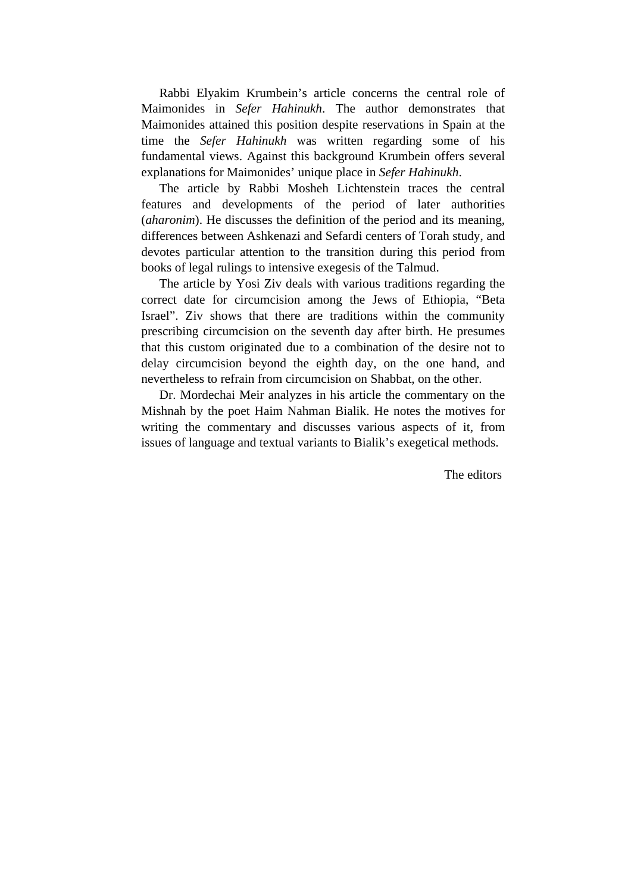Rabbi Elyakim Krumbein's article concerns the central role of Maimonides in *Sefer Hahinukh*. The author demonstrates that Maimonides attained this position despite reservations in Spain at the time the *Sefer Hahinukh* was written regarding some of his fundamental views. Against this background Krumbein offers several explanations for Maimonides' unique place in *Sefer Hahinukh*.

The article by Rabbi Mosheh Lichtenstein traces the central features and developments of the period of later authorities (*aharonim*). He discusses the definition of the period and its meaning, differences between Ashkenazi and Sefardi centers of Torah study, and devotes particular attention to the transition during this period from books of legal rulings to intensive exegesis of the Talmud.

The article by Yosi Ziv deals with various traditions regarding the correct date for circumcision among the Jews of Ethiopia, "Beta Israel". Ziv shows that there are traditions within the community prescribing circumcision on the seventh day after birth. He presumes that this custom originated due to a combination of the desire not to delay circumcision beyond the eighth day, on the one hand, and nevertheless to refrain from circumcision on Shabbat, on the other.

Dr. Mordechai Meir analyzes in his article the commentary on the Mishnah by the poet Haim Nahman Bialik. He notes the motives for writing the commentary and discusses various aspects of it, from issues of language and textual variants to Bialik's exegetical methods.

The editors